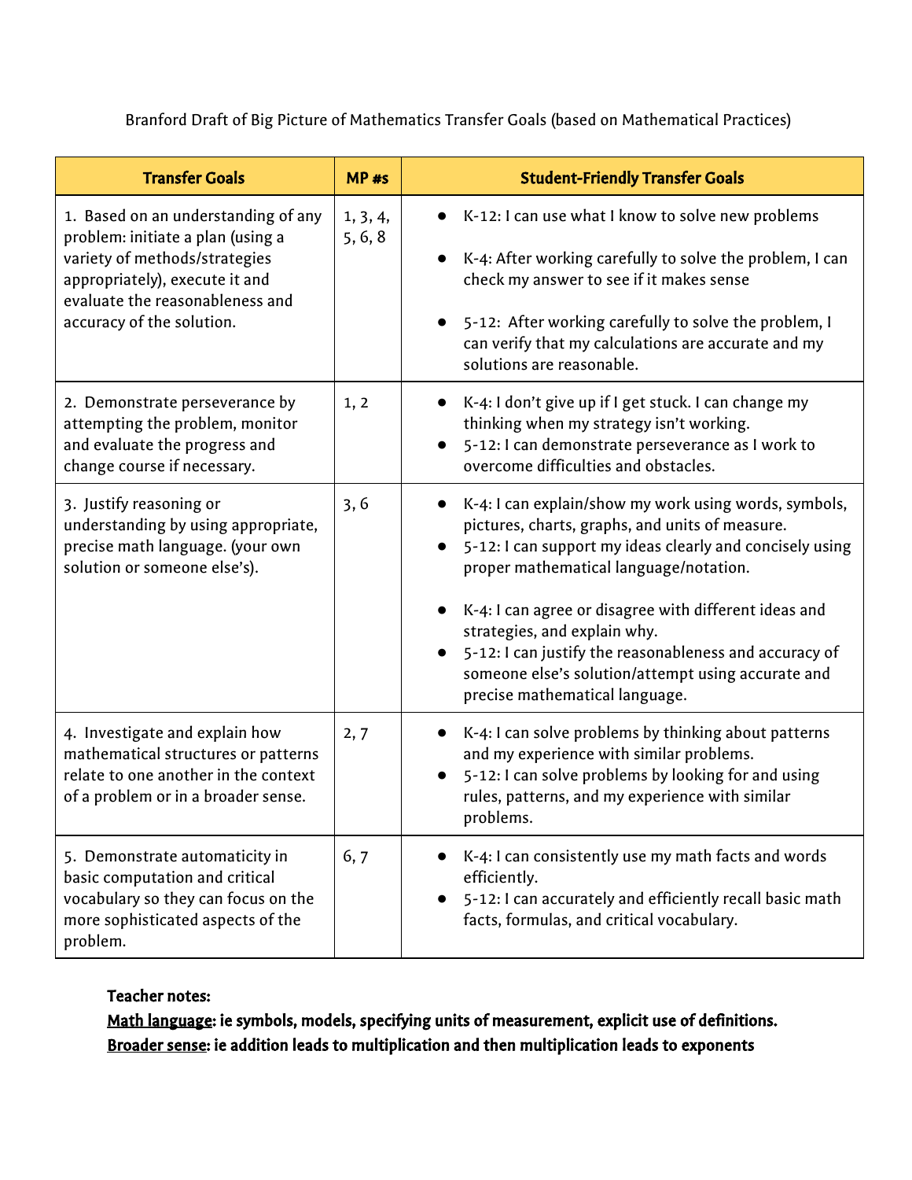Branford Draft of Big Picture of Mathematics Transfer Goals (based on Mathematical Practices)

| Transfer Goals | MP #s | Student-Friendly Transfer Goals |
|---|---|---|
| 1. Based on an understanding of any problem: initiate a plan (using a variety of methods/strategies appropriately), execute it and evaluate the reasonableness and accuracy of the solution. | 1, 3, 4, 5, 6, 8 | • K-12: I can use what I know to solve new problems<br>• K-4: After working carefully to solve the problem, I can check my answer to see if it makes sense<br>• 5-12: After working carefully to solve the problem, I can verify that my calculations are accurate and my solutions are reasonable. |
| 2. Demonstrate perseverance by attempting the problem, monitor and evaluate the progress and change course if necessary. | 1, 2 | • K-4: I don't give up if I get stuck. I can change my thinking when my strategy isn't working.<br>• 5-12: I can demonstrate perseverance as I work to overcome difficulties and obstacles. |
| 3. Justify reasoning or understanding by using appropriate, precise math language. (your own solution or someone else's). | 3, 6 | • K-4: I can explain/show my work using words, symbols, pictures, charts, graphs, and units of measure.<br>• 5-12: I can support my ideas clearly and concisely using proper mathematical language/notation.<br>• K-4: I can agree or disagree with different ideas and strategies, and explain why.<br>• 5-12: I can justify the reasonableness and accuracy of someone else's solution/attempt using accurate and precise mathematical language. |
| 4. Investigate and explain how mathematical structures or patterns relate to one another in the context of a problem or in a broader sense. | 2, 7 | • K-4: I can solve problems by thinking about patterns and my experience with similar problems.<br>• 5-12: I can solve problems by looking for and using rules, patterns, and my experience with similar problems. |
| 5. Demonstrate automaticity in basic computation and critical vocabulary so they can focus on the more sophisticated aspects of the problem. | 6, 7 | • K-4: I can consistently use my math facts and words efficiently.<br>• 5-12: I can accurately and efficiently recall basic math facts, formulas, and critical vocabulary. |

**Teacher notes:**

**Math language: ie symbols, models, specifying units of measurement, explicit use of definitions.**

**Broader sense: ie addition leads to multiplication and then multiplication leads to exponents**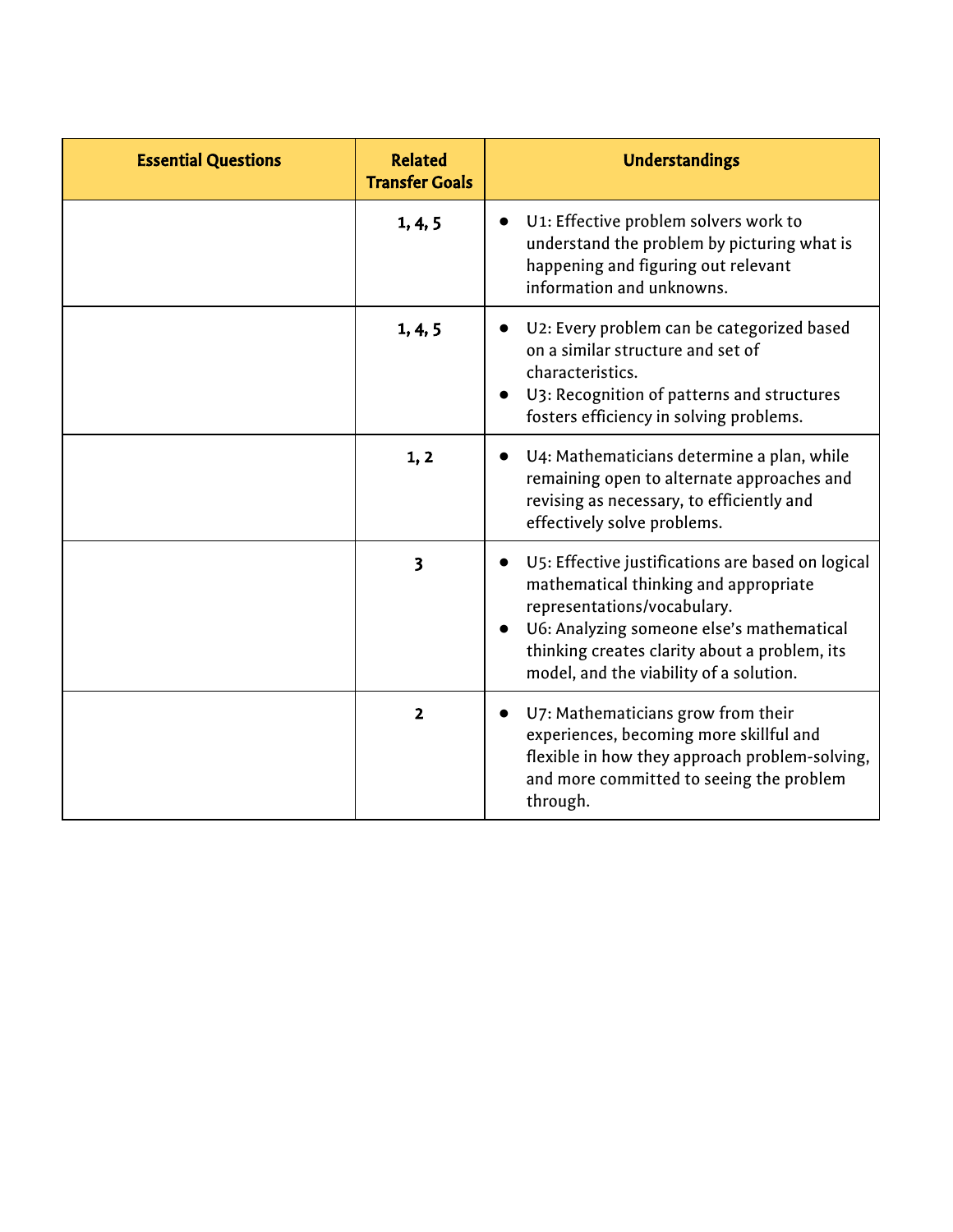| Essential Questions | Related Transfer Goals | Understandings |
| --- | --- | --- |
| | 1, 4, 5 | • U1: Effective problem solvers work to understand the problem by picturing what is happening and figuring out relevant information and unknowns. |
| | 1, 4, 5 | • U2: Every problem can be categorized based on a similar structure and set of characteristics.<br>• U3: Recognition of patterns and structures fosters efficiency in solving problems. |
| | 1, 2 | • U4: Mathematicians determine a plan, while remaining open to alternate approaches and revising as necessary, to efficiently and effectively solve problems. |
| | 3 | • U5: Effective justifications are based on logical mathematical thinking and appropriate representations/vocabulary.<br>• U6: Analyzing someone else's mathematical thinking creates clarity about a problem, its model, and the viability of a solution. |
| | 2 | • U7: Mathematicians grow from their experiences, becoming more skillful and flexible in how they approach problem-solving, and more committed to seeing the problem through. |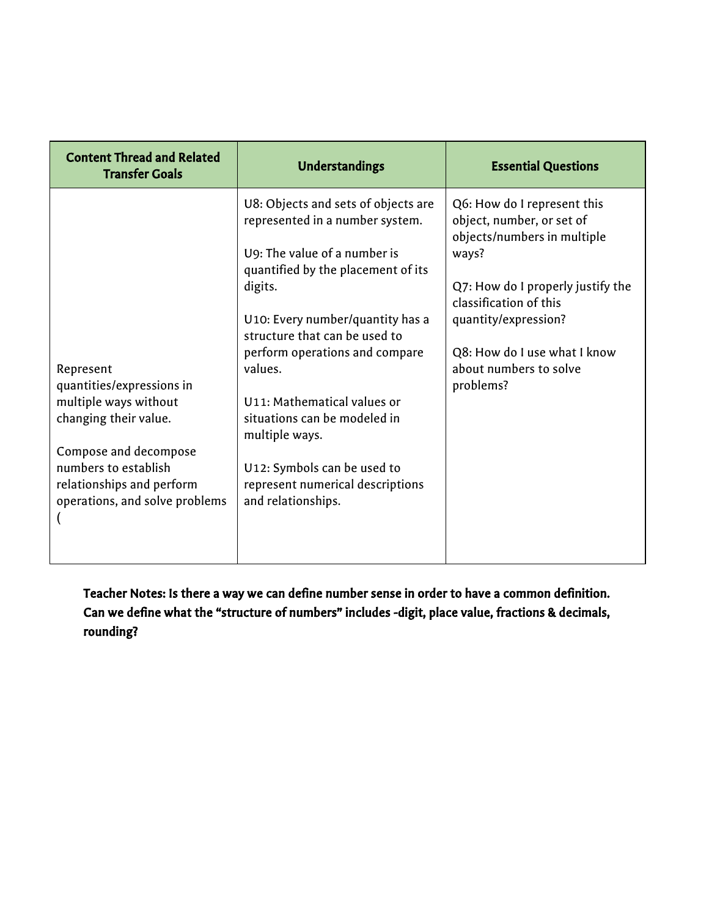| Content Thread and Related Transfer Goals | Understandings | Essential Questions |
|---|---|---|
| Represent quantities/expressions in multiple ways without changing their value.<br><br>Compose and decompose numbers to establish relationships and perform operations, and solve problems ( | U8: Objects and sets of objects are represented in a number system.<br><br>U9: The value of a number is quantified by the placement of its digits.<br><br>U10: Every number/quantity has a structure that can be used to perform operations and compare values.<br><br>U11: Mathematical values or situations can be modeled in multiple ways.<br><br>U12: Symbols can be used to represent numerical descriptions and relationships. | Q6: How do I represent this object, number, or set of objects/numbers in multiple ways?<br><br>Q7: How do I properly justify the classification of this quantity/expression?<br><br>Q8: How do I use what I know about numbers to solve problems? |

**Teacher Notes: Is there a way we can define number sense in order to have a common definition. Can we define what the "structure of numbers" includes -digit, place value, fractions & decimals, rounding?**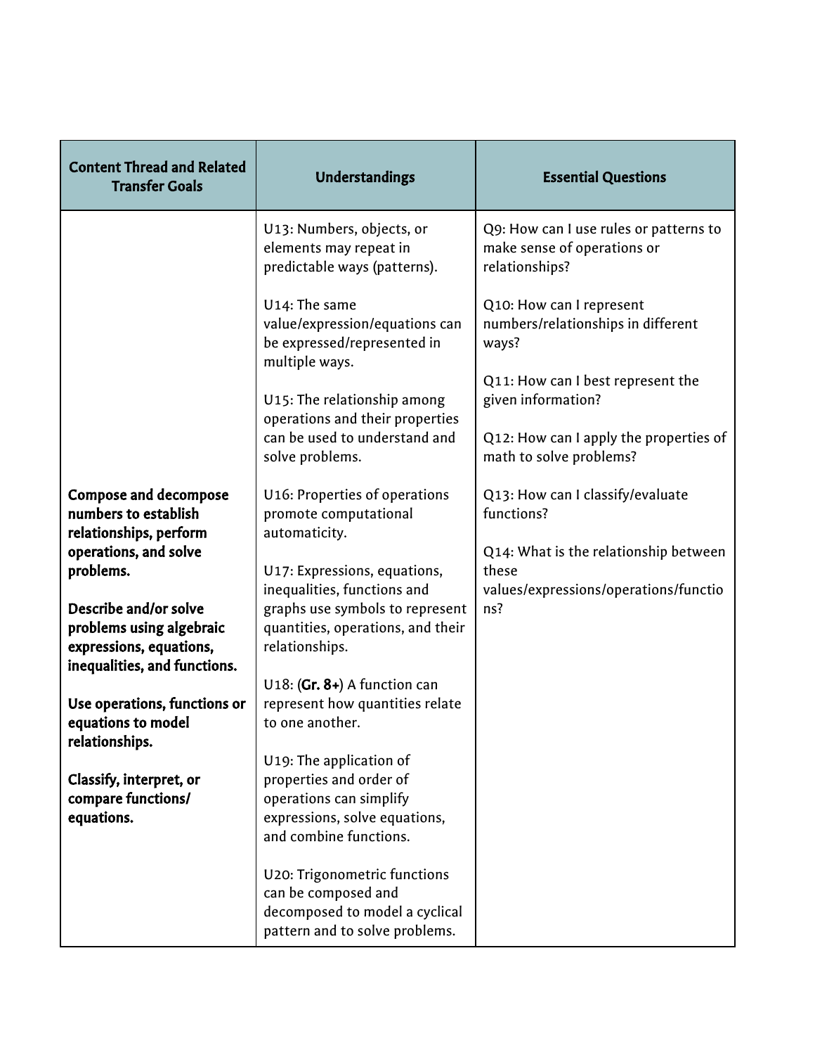| Content Thread and Related Transfer Goals | Understandings | Essential Questions |
|---|---|---|
| **Compose and decompose numbers to establish relationships, perform operations, and solve problems.**<br><br>**Describe and/or solve problems using algebraic expressions, equations, inequalities, and functions.**<br><br>**Use operations, functions or equations to model relationships.**<br><br>**Classify, interpret, or compare functions/ equations.** | U13: Numbers, objects, or elements may repeat in predictable ways (patterns).<br><br>U14: The same value/expression/equations can be expressed/represented in multiple ways.<br><br>U15: The relationship among operations and their properties can be used to understand and solve problems.<br><br>U16: Properties of operations promote computational automaticity.<br><br>U17: Expressions, equations, inequalities, functions and graphs use symbols to represent quantities, operations, and their relationships.<br><br>U18: (**Gr. 8+**) A function can represent how quantities relate to one another.<br><br>U19: The application of properties and order of operations can simplify expressions, solve equations, and combine functions.<br><br>U20: Trigonometric functions can be composed and decomposed to model a cyclical pattern and to solve problems. | Q9: How can I use rules or patterns to make sense of operations or relationships?<br><br>Q10: How can I represent numbers/relationships in different ways?<br><br>Q11: How can I best represent the given information?<br><br>Q12: How can I apply the properties of math to solve problems?<br><br>Q13: How can I classify/evaluate functions?<br><br>Q14: What is the relationship between these values/expressions/operations/functions? |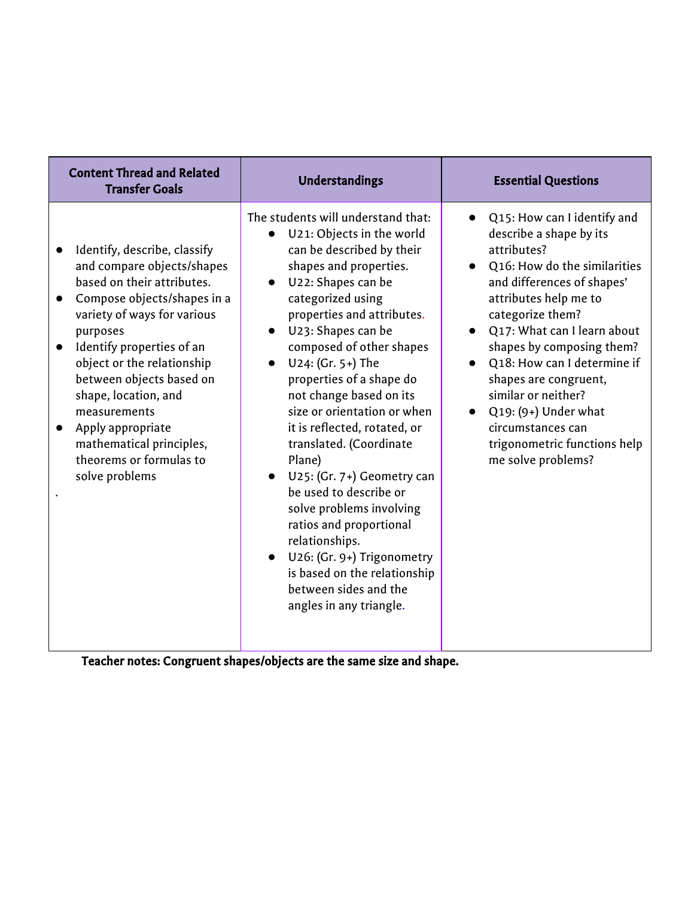| Content Thread and Related Transfer Goals | Understandings | Essential Questions |
| --- | --- | --- |
| • Identify, describe, classify and compare objects/shapes based on their attributes.<br>• Compose objects/shapes in a variety of ways for various purposes<br>• Identify properties of an object or the relationship between objects based on shape, location, and measurements<br>• Apply appropriate mathematical principles, theorems or formulas to solve problems<br>. | The students will understand that:<br>• U21: Objects in the world can be described by their shapes and properties.<br>• U22: Shapes can be categorized using properties and attributes.<br>• U23: Shapes can be composed of other shapes<br>• U24: (Gr. 5+) The properties of a shape do not change based on its size or orientation or when it is reflected, rotated, or translated. (Coordinate Plane)<br>• U25: (Gr. 7+) Geometry can be used to describe or solve problems involving ratios and proportional relationships.<br>• U26: (Gr. 9+) Trigonometry is based on the relationship between sides and the angles in any triangle. | • Q15: How can I identify and describe a shape by its attributes?<br>• Q16: How do the similarities and differences of shapes' attributes help me to categorize them?<br>• Q17: What can I learn about shapes by composing them?<br>• Q18: How can I determine if shapes are congruent, similar or neither?<br>• Q19: (9+) Under what circumstances can trigonometric functions help me solve problems? |

**Teacher notes: Congruent shapes/objects are the same size and shape.**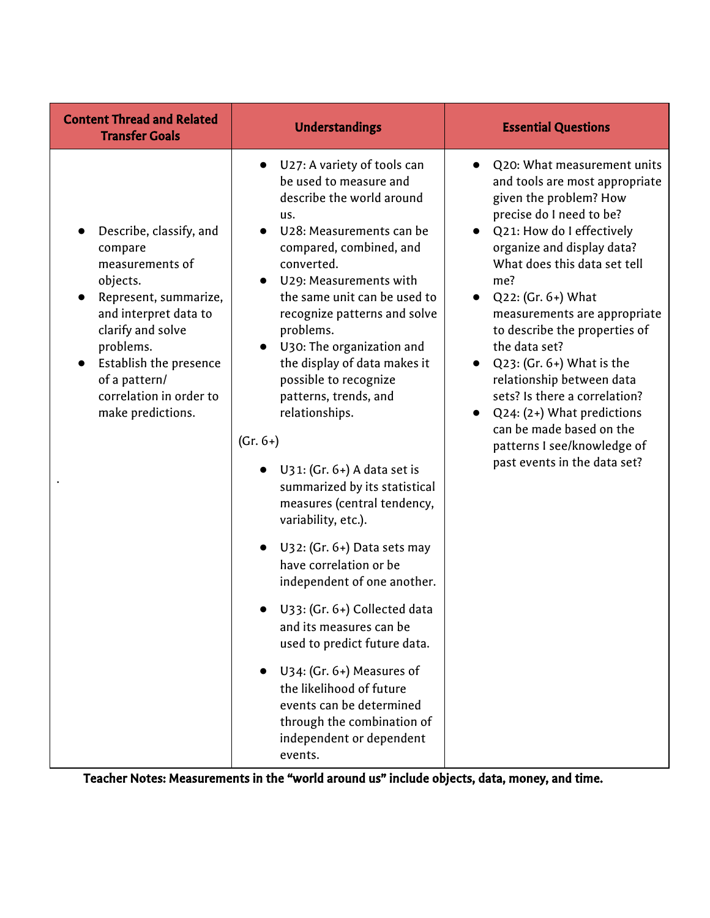| Content Thread and Related Transfer Goals | Understandings | Essential Questions |
|---|---|---|
| • Describe, classify, and compare measurements of objects.<br>• Represent, summarize, and interpret data to clarify and solve problems.<br>• Establish the presence of a pattern/ correlation in order to make predictions.<br><br>. | • U27: A variety of tools can be used to measure and describe the world around us.<br>• U28: Measurements can be compared, combined, and converted.<br>• U29: Measurements with the same unit can be used to recognize patterns and solve problems.<br>• U30: The organization and the display of data makes it possible to recognize patterns, trends, and relationships.<br><br>(Gr. 6+)<br><br>• U31: (Gr. 6+) A data set is summarized by its statistical measures (central tendency, variability, etc.).<br>• U32: (Gr. 6+) Data sets may have correlation or be independent of one another.<br>• U33: (Gr. 6+) Collected data and its measures can be used to predict future data.<br>• U34: (Gr. 6+) Measures of the likelihood of future events can be determined through the combination of independent or dependent events. | • Q20: What measurement units and tools are most appropriate given the problem? How precise do I need to be?<br>• Q21: How do I effectively organize and display data? What does this data set tell me?<br>• Q22: (Gr. 6+) What measurements are appropriate to describe the properties of the data set?<br>• Q23: (Gr. 6+) What is the relationship between data sets? Is there a correlation?<br>• Q24: (2+) What predictions can be made based on the patterns I see/knowledge of past events in the data set? |

**Teacher Notes: Measurements in the "world around us" include objects, data, money, and time.**